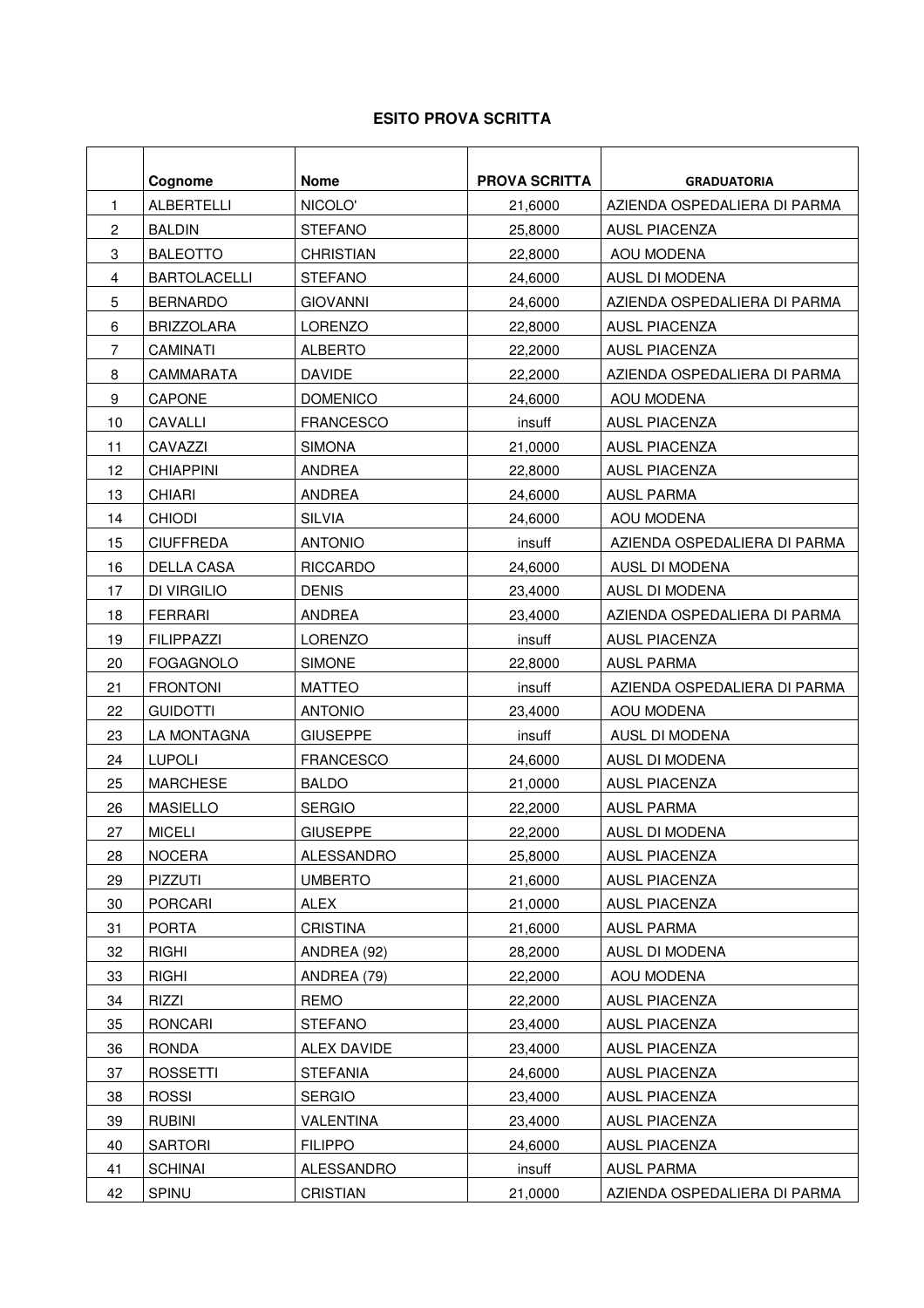## ESITO PROVA SCRITTA

| | Cognome | Nome | PROVA SCRITTA | GRADUATORIA |
|---|---|---|---|---|
| 1 | ALBERTELLI | NICOLO' | 21,6000 | AZIENDA OSPEDALIERA DI PARMA |
| 2 | BALDIN | STEFANO | 25,8000 | AUSL PIACENZA |
| 3 | BALEOTTO | CHRISTIAN | 22,8000 | AOU MODENA |
| 4 | BARTOLACELLI | STEFANO | 24,6000 | AUSL DI MODENA |
| 5 | BERNARDO | GIOVANNI | 24,6000 | AZIENDA OSPEDALIERA DI PARMA |
| 6 | BRIZZOLARA | LORENZO | 22,8000 | AUSL PIACENZA |
| 7 | CAMINATI | ALBERTO | 22,2000 | AUSL PIACENZA |
| 8 | CAMMARATA | DAVIDE | 22,2000 | AZIENDA OSPEDALIERA DI PARMA |
| 9 | CAPONE | DOMENICO | 24,6000 | AOU MODENA |
| 10 | CAVALLI | FRANCESCO | insuff | AUSL PIACENZA |
| 11 | CAVAZZI | SIMONA | 21,0000 | AUSL PIACENZA |
| 12 | CHIAPPINI | ANDREA | 22,8000 | AUSL PIACENZA |
| 13 | CHIARI | ANDREA | 24,6000 | AUSL PARMA |
| 14 | CHIODI | SILVIA | 24,6000 | AOU MODENA |
| 15 | CIUFFREDA | ANTONIO | insuff | AZIENDA OSPEDALIERA DI PARMA |
| 16 | DELLA CASA | RICCARDO | 24,6000 | AUSL DI MODENA |
| 17 | DI VIRGILIO | DENIS | 23,4000 | AUSL DI MODENA |
| 18 | FERRARI | ANDREA | 23,4000 | AZIENDA OSPEDALIERA DI PARMA |
| 19 | FILIPPAZZI | LORENZO | insuff | AUSL PIACENZA |
| 20 | FOGAGNOLO | SIMONE | 22,8000 | AUSL PARMA |
| 21 | FRONTONI | MATTEO | insuff | AZIENDA OSPEDALIERA DI PARMA |
| 22 | GUIDOTTI | ANTONIO | 23,4000 | AOU MODENA |
| 23 | LA MONTAGNA | GIUSEPPE | insuff | AUSL DI MODENA |
| 24 | LUPOLI | FRANCESCO | 24,6000 | AUSL DI MODENA |
| 25 | MARCHESE | BALDO | 21,0000 | AUSL PIACENZA |
| 26 | MASIELLO | SERGIO | 22,2000 | AUSL PARMA |
| 27 | MICELI | GIUSEPPE | 22,2000 | AUSL DI MODENA |
| 28 | NOCERA | ALESSANDRO | 25,8000 | AUSL PIACENZA |
| 29 | PIZZUTI | UMBERTO | 21,6000 | AUSL PIACENZA |
| 30 | PORCARI | ALEX | 21,0000 | AUSL PIACENZA |
| 31 | PORTA | CRISTINA | 21,6000 | AUSL PARMA |
| 32 | RIGHI | ANDREA (92) | 28,2000 | AUSL DI MODENA |
| 33 | RIGHI | ANDREA (79) | 22,2000 | AOU MODENA |
| 34 | RIZZI | REMO | 22,2000 | AUSL PIACENZA |
| 35 | RONCARI | STEFANO | 23,4000 | AUSL PIACENZA |
| 36 | RONDA | ALEX DAVIDE | 23,4000 | AUSL PIACENZA |
| 37 | ROSSETTI | STEFANIA | 24,6000 | AUSL PIACENZA |
| 38 | ROSSI | SERGIO | 23,4000 | AUSL PIACENZA |
| 39 | RUBINI | VALENTINA | 23,4000 | AUSL PIACENZA |
| 40 | SARTORI | FILIPPO | 24,6000 | AUSL PIACENZA |
| 41 | SCHINAI | ALESSANDRO | insuff | AUSL PARMA |
| 42 | SPINU | CRISTIAN | 21,0000 | AZIENDA OSPEDALIERA DI PARMA |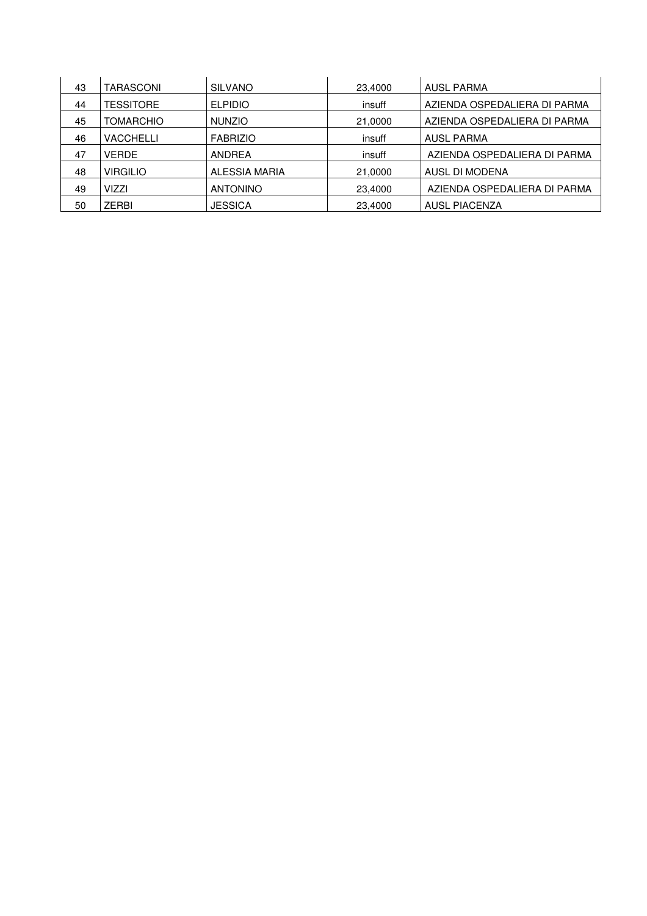| | | | | |
|---|---|---|---|---|
| 43 | TARASCONI | SILVANO | 23,4000 | AUSL PARMA |
| 44 | TESSITORE | ELPIDIO | insuff | AZIENDA OSPEDALIERA DI PARMA |
| 45 | TOMARCHIO | NUNZIO | 21,0000 | AZIENDA OSPEDALIERA DI PARMA |
| 46 | VACCHELLI | FABRIZIO | insuff | AUSL PARMA |
| 47 | VERDE | ANDREA | insuff | AZIENDA OSPEDALIERA DI PARMA |
| 48 | VIRGILIO | ALESSIA MARIA | 21,0000 | AUSL DI MODENA |
| 49 | VIZZI | ANTONINO | 23,4000 | AZIENDA OSPEDALIERA DI PARMA |
| 50 | ZERBI | JESSICA | 23,4000 | AUSL PIACENZA |